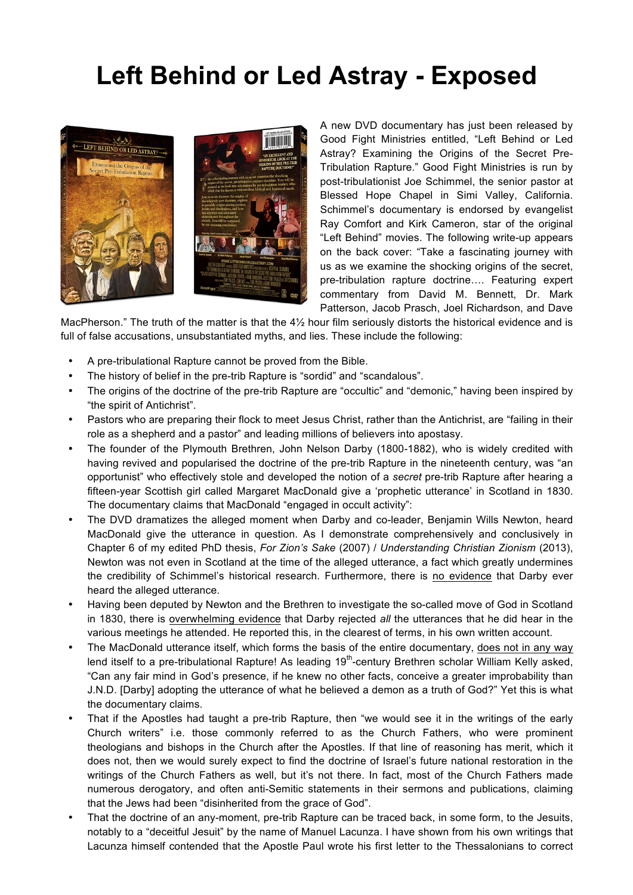# Left Behind or Led Astray - Exposed

A new DVD documentary has just been released by Good Fight Ministries entitled, "Left Behind or Led Astray? Examining the Origins of the Secret Pre-Tribulation Rapture." Good Fight Ministries is run by post-tribulationist Joe Schimmel, the senior pastor at Blessed Hope Chapel in Simi Valley, California. Schimmel's documentary is endorsed by evangelist Ray Comfort and Kirk Cameron, star of the original "Left Behind" movies. The following write-up appears on the back cover: "Take a fascinating journey with us as we examine the shocking origins of the secret, pre-tribulation rapture doctrine…. Featuring expert commentary from David M. Bennett, Dr. Mark Patterson, Jacob Prasch, Joel Richardson, and Dave MacPherson." The truth of the matter is that the 4½ hour film seriously distorts the historical evidence and is full of false accusations, unsubstantiated myths, and lies. These include the following:

- A pre-tribulational Rapture cannot be proved from the Bible.
- The history of belief in the pre-trib Rapture is "sordid" and "scandalous".
- The origins of the doctrine of the pre-trib Rapture are "occultic" and "demonic," having been inspired by "the spirit of Antichrist".
- Pastors who are preparing their flock to meet Jesus Christ, rather than the Antichrist, are "failing in their role as a shepherd and a pastor" and leading millions of believers into apostasy.
- The founder of the Plymouth Brethren, John Nelson Darby (1800-1882), who is widely credited with having revived and popularised the doctrine of the pre-trib Rapture in the nineteenth century, was "an opportunist" who effectively stole and developed the notion of a *secret* pre-trib Rapture after hearing a fifteen-year Scottish girl called Margaret MacDonald give a 'prophetic utterance' in Scotland in 1830. The documentary claims that MacDonald "engaged in occult activity":
- The DVD dramatizes the alleged moment when Darby and co-leader, Benjamin Wills Newton, heard MacDonald give the utterance in question. As I demonstrate comprehensively and conclusively in Chapter 6 of my edited PhD thesis, *For Zion's Sake* (2007) / *Understanding Christian Zionism* (2013), Newton was not even in Scotland at the time of the alleged utterance, a fact which greatly undermines the credibility of Schimmel's historical research. Furthermore, there is no evidence that Darby ever heard the alleged utterance.
- Having been deputed by Newton and the Brethren to investigate the so-called move of God in Scotland in 1830, there is overwhelming evidence that Darby rejected *all* the utterances that he did hear in the various meetings he attended. He reported this, in the clearest of terms, in his own written account.
- The MacDonald utterance itself, which forms the basis of the entire documentary, does not in any way lend itself to a pre-tribulational Rapture! As leading 19th-century Brethren scholar William Kelly asked, "Can any fair mind in God's presence, if he knew no other facts, conceive a greater improbability than J.N.D. [Darby] adopting the utterance of what he believed a demon as a truth of God?" Yet this is what the documentary claims.
- That if the Apostles had taught a pre-trib Rapture, then "we would see it in the writings of the early Church writers" i.e. those commonly referred to as the Church Fathers, who were prominent theologians and bishops in the Church after the Apostles. If that line of reasoning has merit, which it does not, then we would surely expect to find the doctrine of Israel's future national restoration in the writings of the Church Fathers as well, but it's not there. In fact, most of the Church Fathers made numerous derogatory, and often anti-Semitic statements in their sermons and publications, claiming that the Jews had been "disinherited from the grace of God".
- That the doctrine of an any-moment, pre-trib Rapture can be traced back, in some form, to the Jesuits, notably to a "deceitful Jesuit" by the name of Manuel Lacunza. I have shown from his own writings that Lacunza himself contended that the Apostle Paul wrote his first letter to the Thessalonians to correct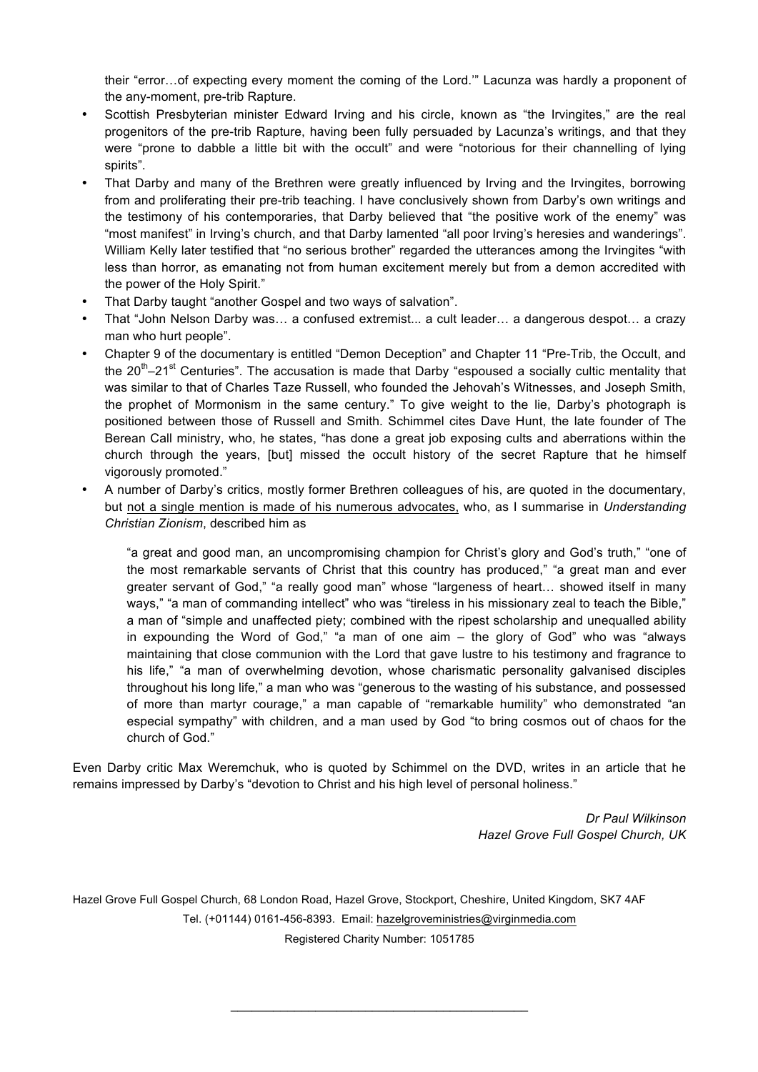their "error…of expecting every moment the coming of the Lord.'" Lacunza was hardly a proponent of the any-moment, pre-trib Rapture.

- Scottish Presbyterian minister Edward Irving and his circle, known as "the Irvingites," are the real progenitors of the pre-trib Rapture, having been fully persuaded by Lacunza's writings, and that they were "prone to dabble a little bit with the occult" and were "notorious for their channelling of lying spirits".
- That Darby and many of the Brethren were greatly influenced by Irving and the Irvingites, borrowing from and proliferating their pre-trib teaching. I have conclusively shown from Darby's own writings and the testimony of his contemporaries, that Darby believed that "the positive work of the enemy" was "most manifest" in Irving's church, and that Darby lamented "all poor Irving's heresies and wanderings". William Kelly later testified that "no serious brother" regarded the utterances among the Irvingites "with less than horror, as emanating not from human excitement merely but from a demon accredited with the power of the Holy Spirit."
- That Darby taught "another Gospel and two ways of salvation".
- That "John Nelson Darby was… a confused extremist... a cult leader… a dangerous despot… a crazy man who hurt people".
- Chapter 9 of the documentary is entitled "Demon Deception" and Chapter 11 "Pre-Trib, the Occult, and the 20th–21st Centuries". The accusation is made that Darby "espoused a socially cultic mentality that was similar to that of Charles Taze Russell, who founded the Jehovah's Witnesses, and Joseph Smith, the prophet of Mormonism in the same century." To give weight to the lie, Darby's photograph is positioned between those of Russell and Smith. Schimmel cites Dave Hunt, the late founder of The Berean Call ministry, who, he states, "has done a great job exposing cults and aberrations within the church through the years, [but] missed the occult history of the secret Rapture that he himself vigorously promoted."
- A number of Darby's critics, mostly former Brethren colleagues of his, are quoted in the documentary, but <u>not a single mention is made of his numerous advocates,</u> who, as I summarise in *Understanding Christian Zionism*, described him as

> "a great and good man, an uncompromising champion for Christ's glory and God's truth," "one of the most remarkable servants of Christ that this country has produced," "a great man and ever greater servant of God," "a really good man" whose "largeness of heart… showed itself in many ways," "a man of commanding intellect" who was "tireless in his missionary zeal to teach the Bible," a man of "simple and unaffected piety; combined with the ripest scholarship and unequalled ability in expounding the Word of God," "a man of one aim – the glory of God" who was "always maintaining that close communion with the Lord that gave lustre to his testimony and fragrance to his life," "a man of overwhelming devotion, whose charismatic personality galvanised disciples throughout his long life," a man who was "generous to the wasting of his substance, and possessed of more than martyr courage," a man capable of "remarkable humility" who demonstrated "an especial sympathy" with children, and a man used by God "to bring cosmos out of chaos for the church of God."

Even Darby critic Max Weremchuk, who is quoted by Schimmel on the DVD, writes in an article that he remains impressed by Darby's "devotion to Christ and his high level of personal holiness."

*Dr Paul Wilkinson*
*Hazel Grove Full Gospel Church, UK*

Hazel Grove Full Gospel Church, 68 London Road, Hazel Grove, Stockport, Cheshire, United Kingdom, SK7 4AF
Tel. (+01144) 0161-456-8393. Email: hazelgroveministries@virginmedia.com
Registered Charity Number: 1051785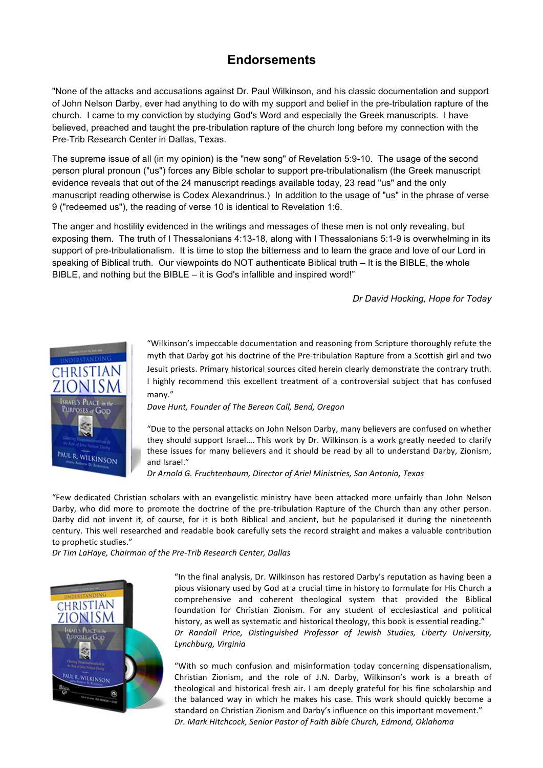## Endorsements

"None of the attacks and accusations against Dr. Paul Wilkinson, and his classic documentation and support of John Nelson Darby, ever had anything to do with my support and belief in the pre-tribulation rapture of the church. I came to my conviction by studying God's Word and especially the Greek manuscripts. I have believed, preached and taught the pre-tribulation rapture of the church long before my connection with the Pre-Trib Research Center in Dallas, Texas.

The supreme issue of all (in my opinion) is the "new song" of Revelation 5:9-10. The usage of the second person plural pronoun ("us") forces any Bible scholar to support pre-tribulationalism (the Greek manuscript evidence reveals that out of the 24 manuscript readings available today, 23 read "us" and the only manuscript reading otherwise is Codex Alexandrinus.) In addition to the usage of "us" in the phrase of verse 9 ("redeemed us"), the reading of verse 10 is identical to Revelation 1:6.

The anger and hostility evidenced in the writings and messages of these men is not only revealing, but exposing them. The truth of I Thessalonians 4:13-18, along with I Thessalonians 5:1-9 is overwhelming in its support of pre-tribulationalism. It is time to stop the bitterness and to learn the grace and love of our Lord in speaking of Biblical truth. Our viewpoints do NOT authenticate Biblical truth – It is the BIBLE, the whole BIBLE, and nothing but the BIBLE – it is God's infallible and inspired word!"

*Dr David Hocking, Hope for Today*

"Wilkinson's impeccable documentation and reasoning from Scripture thoroughly refute the myth that Darby got his doctrine of the Pre-tribulation Rapture from a Scottish girl and two Jesuit priests. Primary historical sources cited herein clearly demonstrate the contrary truth. I highly recommend this excellent treatment of a controversial subject that has confused many."
*Dave Hunt, Founder of The Berean Call, Bend, Oregon*

"Due to the personal attacks on John Nelson Darby, many believers are confused on whether they should support Israel.... This work by Dr. Wilkinson is a work greatly needed to clarify these issues for many believers and it should be read by all to understand Darby, Zionism, and Israel."
*Dr Arnold G. Fruchtenbaum, Director of Ariel Ministries, San Antonio, Texas*

"Few dedicated Christian scholars with an evangelistic ministry have been attacked more unfairly than John Nelson Darby, who did more to promote the doctrine of the pre-tribulation Rapture of the Church than any other person. Darby did not invent it, of course, for it is both Biblical and ancient, but he popularised it during the nineteenth century. This well researched and readable book carefully sets the record straight and makes a valuable contribution to prophetic studies."
*Dr Tim LaHaye, Chairman of the Pre-Trib Research Center, Dallas*

"In the final analysis, Dr. Wilkinson has restored Darby's reputation as having been a pious visionary used by God at a crucial time in history to formulate for His Church a comprehensive and coherent theological system that provided the Biblical foundation for Christian Zionism. For any student of ecclesiastical and political history, as well as systematic and historical theology, this book is essential reading."
*Dr Randall Price, Distinguished Professor of Jewish Studies, Liberty University, Lynchburg, Virginia*

"With so much confusion and misinformation today concerning dispensationalism, Christian Zionism, and the role of J.N. Darby, Wilkinson's work is a breath of theological and historical fresh air. I am deeply grateful for his fine scholarship and the balanced way in which he makes his case. This work should quickly become a standard on Christian Zionism and Darby's influence on this important movement."
*Dr. Mark Hitchcock, Senior Pastor of Faith Bible Church, Edmond, Oklahoma*